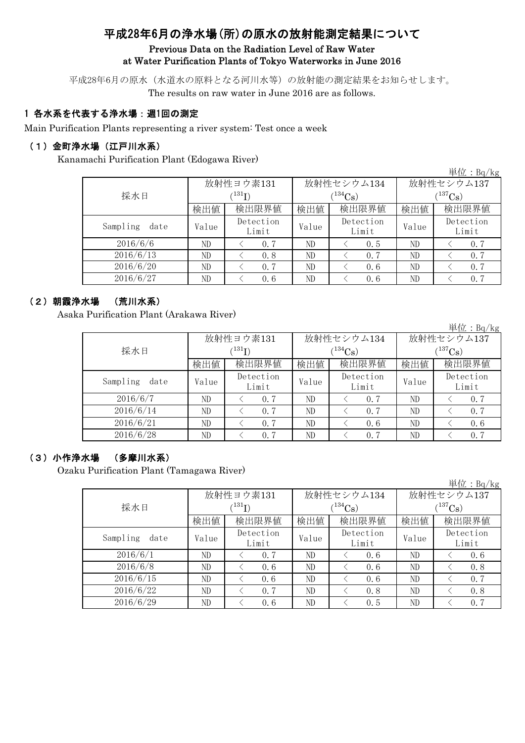# 平成28年6月の浄水場(所)の原水の放射能測定結果について

**Previous Data on the Radiation Level of Raw Water at Water Purification Plants of Tokyo Waterworks in June 2016**

平成28年6月の原水（水道水の原料となる河川水等）の放射能の測定結果をお知らせします。
The results on raw water in June 2016 are as follows.

## 1 各水系を代表する浄水場：週1回の測定

Main Purification Plants representing a river system: Test once a week

### （1）金町浄水場（江戸川水系）

Kanamachi Purification Plant (Edogawa River)

単位：Bq/kg

| 採水日 | 放射性ヨウ素131 ($^{131}I$) | | 放射性セシウム134 ($^{134}Cs$) | | 放射性セシウム137 ($^{137}Cs$) | |
|---|---|---|---|---|---|---|
| | 検出値 | 検出限界値 | 検出値 | 検出限界値 | 検出値 | 検出限界値 |
| Sampling date | Value | Detection Limit | Value | Detection Limit | Value | Detection Limit |
| 2016/6/6 | ND | ＜ 0.7 | ND | ＜ 0.5 | ND | ＜ 0.7 |
| 2016/6/13 | ND | ＜ 0.8 | ND | ＜ 0.7 | ND | ＜ 0.7 |
| 2016/6/20 | ND | ＜ 0.7 | ND | ＜ 0.6 | ND | ＜ 0.7 |
| 2016/6/27 | ND | ＜ 0.6 | ND | ＜ 0.6 | ND | ＜ 0.7 |

### （2）朝霞浄水場 （荒川水系）

Asaka Purification Plant (Arakawa River)

単位：Bq/kg

| 採水日 | 放射性ヨウ素131 ($^{131}I$) | | 放射性セシウム134 ($^{134}Cs$) | | 放射性セシウム137 ($^{137}Cs$) | |
|---|---|---|---|---|---|---|
| | 検出値 | 検出限界値 | 検出値 | 検出限界値 | 検出値 | 検出限界値 |
| Sampling date | Value | Detection Limit | Value | Detection Limit | Value | Detection Limit |
| 2016/6/7 | ND | ＜ 0.7 | ND | ＜ 0.7 | ND | ＜ 0.7 |
| 2016/6/14 | ND | ＜ 0.7 | ND | ＜ 0.7 | ND | ＜ 0.7 |
| 2016/6/21 | ND | ＜ 0.7 | ND | ＜ 0.6 | ND | ＜ 0.6 |
| 2016/6/28 | ND | ＜ 0.7 | ND | ＜ 0.7 | ND | ＜ 0.7 |

### （3）小作浄水場 （多摩川水系）

Ozaku Purification Plant (Tamagawa River)

単位：Bq/kg

| 採水日 | 放射性ヨウ素131 ($^{131}I$) | | 放射性セシウム134 ($^{134}Cs$) | | 放射性セシウム137 ($^{137}Cs$) | |
|---|---|---|---|---|---|---|
| | 検出値 | 検出限界値 | 検出値 | 検出限界値 | 検出値 | 検出限界値 |
| Sampling date | Value | Detection Limit | Value | Detection Limit | Value | Detection Limit |
| 2016/6/1 | ND | ＜ 0.7 | ND | ＜ 0.6 | ND | ＜ 0.6 |
| 2016/6/8 | ND | ＜ 0.6 | ND | ＜ 0.6 | ND | ＜ 0.8 |
| 2016/6/15 | ND | ＜ 0.6 | ND | ＜ 0.6 | ND | ＜ 0.7 |
| 2016/6/22 | ND | ＜ 0.7 | ND | ＜ 0.8 | ND | ＜ 0.8 |
| 2016/6/29 | ND | ＜ 0.6 | ND | ＜ 0.5 | ND | ＜ 0.7 |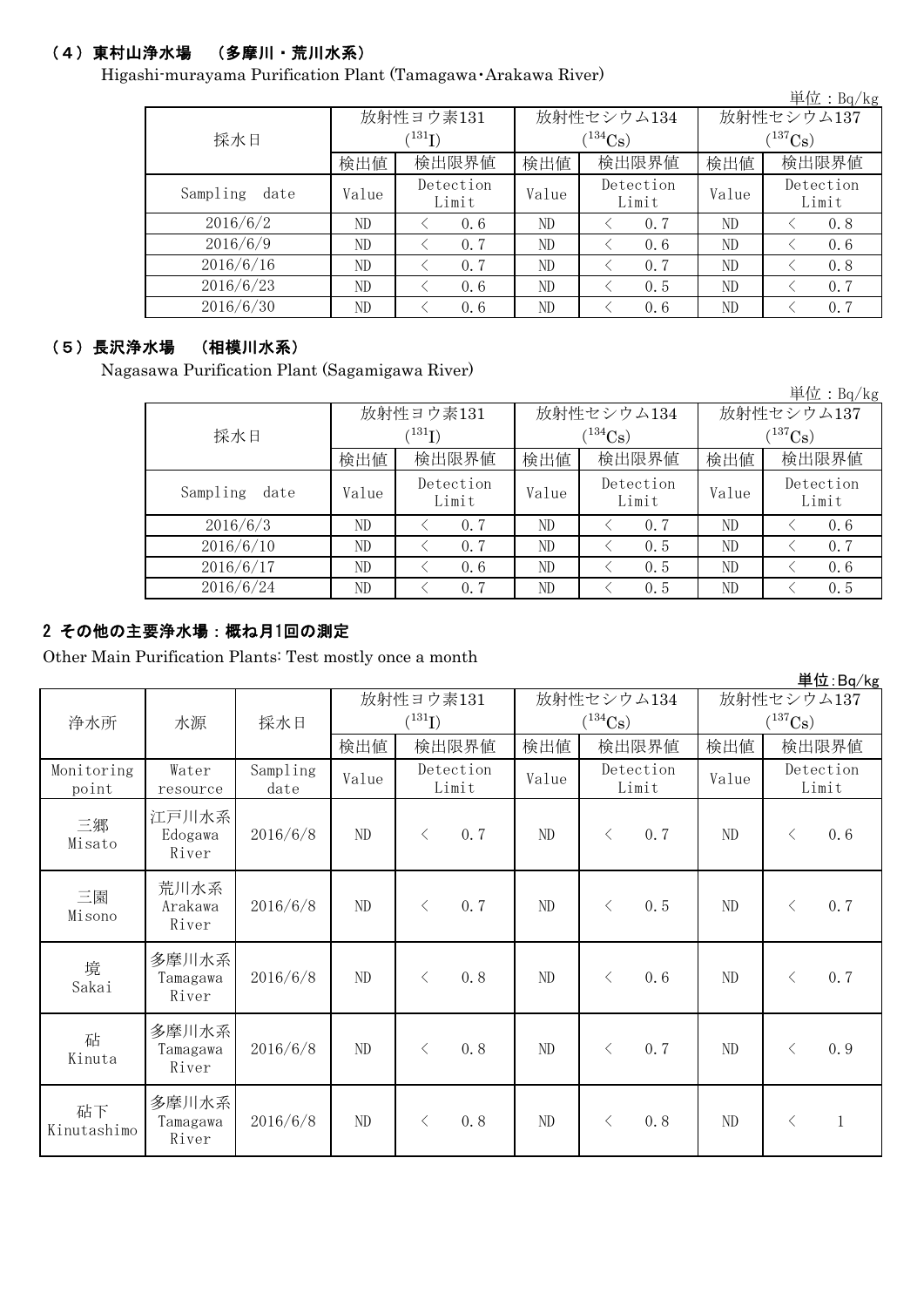### （4）東村山浄水場　（多摩川・荒川水系）

Higashi-murayama Purification Plant (Tamagawa･Arakawa River)

単位：Bq/kg

| 採水日 | 放射性ヨウ素131 ($^{131}$I) | | 放射性セシウム134 ($^{134}$Cs) | | 放射性セシウム137 ($^{137}$Cs) | |
|---|---|---|---|---|---|---|
| | 検出値 | 検出限界値 | 検出値 | 検出限界値 | 検出値 | 検出限界値 |
| Sampling date | Value | Detection Limit | Value | Detection Limit | Value | Detection Limit |
| 2016/6/2 | ND | ＜ 0.6 | ND | ＜ 0.7 | ND | ＜ 0.8 |
| 2016/6/9 | ND | ＜ 0.7 | ND | ＜ 0.6 | ND | ＜ 0.6 |
| 2016/6/16 | ND | ＜ 0.7 | ND | ＜ 0.7 | ND | ＜ 0.8 |
| 2016/6/23 | ND | ＜ 0.6 | ND | ＜ 0.5 | ND | ＜ 0.7 |
| 2016/6/30 | ND | ＜ 0.6 | ND | ＜ 0.6 | ND | ＜ 0.7 |

### （5）長沢浄水場　（相模川水系）

Nagasawa Purification Plant (Sagamigawa River)

単位：Bq/kg

| 採水日 | 放射性ヨウ素131 ($^{131}$I) | | 放射性セシウム134 ($^{134}$Cs) | | 放射性セシウム137 ($^{137}$Cs) | |
|---|---|---|---|---|---|---|
| | 検出値 | 検出限界値 | 検出値 | 検出限界値 | 検出値 | 検出限界値 |
| Sampling date | Value | Detection Limit | Value | Detection Limit | Value | Detection Limit |
| 2016/6/3 | ND | ＜ 0.7 | ND | ＜ 0.7 | ND | ＜ 0.6 |
| 2016/6/10 | ND | ＜ 0.7 | ND | ＜ 0.5 | ND | ＜ 0.7 |
| 2016/6/17 | ND | ＜ 0.6 | ND | ＜ 0.5 | ND | ＜ 0.6 |
| 2016/6/24 | ND | ＜ 0.7 | ND | ＜ 0.5 | ND | ＜ 0.5 |

## 2 その他の主要浄水場：概ね月1回の測定

Other Main Purification Plants: Test mostly once a month

単位:Bq/kg

| 浄水所 | 水源 | 採水日 | 放射性ヨウ素131 ($^{131}$I) | | 放射性セシウム134 ($^{134}$Cs) | | 放射性セシウム137 ($^{137}$Cs) | |
|---|---|---|---|---|---|---|---|---|
| | | | 検出値 | 検出限界値 | 検出値 | 検出限界値 | 検出値 | 検出限界値 |
| Monitoring point | Water resource | Sampling date | Value | Detection Limit | Value | Detection Limit | Value | Detection Limit |
| 三郷 Misato | 江戸川水系 Edogawa River | 2016/6/8 | ND | ＜ 0.7 | ND | ＜ 0.7 | ND | ＜ 0.6 |
| 三園 Misono | 荒川水系 Arakawa River | 2016/6/8 | ND | ＜ 0.7 | ND | ＜ 0.5 | ND | ＜ 0.7 |
| 境 Sakai | 多摩川水系 Tamagawa River | 2016/6/8 | ND | ＜ 0.8 | ND | ＜ 0.6 | ND | ＜ 0.7 |
| 砧 Kinuta | 多摩川水系 Tamagawa River | 2016/6/8 | ND | ＜ 0.8 | ND | ＜ 0.7 | ND | ＜ 0.9 |
| 砧下 Kinutashimo | 多摩川水系 Tamagawa River | 2016/6/8 | ND | ＜ 0.8 | ND | ＜ 0.8 | ND | ＜ 1 |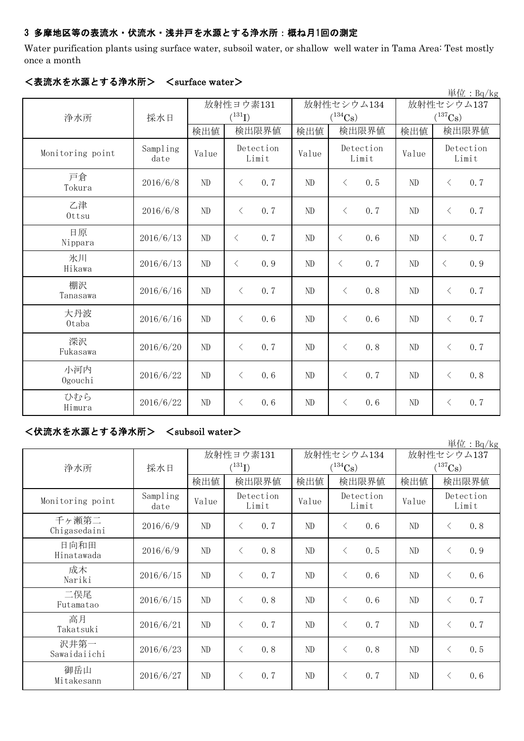### 3 多摩地区等の表流水・伏流水・浅井戸を水源とする浄水所：概ね月1回の測定

Water purification plants using surface water, subsoil water, or shallow well water in Tama Area: Test mostly once a month

#### ＜表流水を水源とする浄水所＞　＜surface water＞

単位：Bq/kg

| 浄水所 | 採水日 | 放射性ヨウ素131 ($^{131}I$) | | 放射性セシウム134 ($^{134}Cs$) | | 放射性セシウム137 ($^{137}Cs$) | |
|---|---|---|---|---|---|---|---|
| | | 検出値 | 検出限界値 | 検出値 | 検出限界値 | 検出値 | 検出限界値 |
| Monitoring point | Sampling date | Value | Detection Limit | Value | Detection Limit | Value | Detection Limit |
| 戸倉 Tokura | 2016/6/8 | ND | ＜ 0.7 | ND | ＜ 0.5 | ND | ＜ 0.7 |
| 乙津 Ottsu | 2016/6/8 | ND | ＜ 0.7 | ND | ＜ 0.7 | ND | ＜ 0.7 |
| 日原 Nippara | 2016/6/13 | ND | ＜ 0.7 | ND | ＜ 0.6 | ND | ＜ 0.7 |
| 氷川 Hikawa | 2016/6/13 | ND | ＜ 0.9 | ND | ＜ 0.7 | ND | ＜ 0.9 |
| 棚沢 Tanasawa | 2016/6/16 | ND | ＜ 0.7 | ND | ＜ 0.8 | ND | ＜ 0.7 |
| 大丹波 Otaba | 2016/6/16 | ND | ＜ 0.6 | ND | ＜ 0.6 | ND | ＜ 0.7 |
| 深沢 Fukasawa | 2016/6/20 | ND | ＜ 0.7 | ND | ＜ 0.8 | ND | ＜ 0.7 |
| 小河内 Ogouchi | 2016/6/22 | ND | ＜ 0.6 | ND | ＜ 0.7 | ND | ＜ 0.8 |
| ひむら Himura | 2016/6/22 | ND | ＜ 0.6 | ND | ＜ 0.6 | ND | ＜ 0.7 |

#### ＜伏流水を水源とする浄水所＞　＜subsoil water＞

単位：Bq/kg

| 浄水所 | 採水日 | 放射性ヨウ素131 ($^{131}I$) | | 放射性セシウム134 ($^{134}Cs$) | | 放射性セシウム137 ($^{137}Cs$) | |
|---|---|---|---|---|---|---|---|
| | | 検出値 | 検出限界値 | 検出値 | 検出限界値 | 検出値 | 検出限界値 |
| Monitoring point | Sampling date | Value | Detection Limit | Value | Detection Limit | Value | Detection Limit |
| 千ヶ瀬第二 Chigasedaini | 2016/6/9 | ND | ＜ 0.7 | ND | ＜ 0.6 | ND | ＜ 0.8 |
| 日向和田 Hinatawada | 2016/6/9 | ND | ＜ 0.8 | ND | ＜ 0.5 | ND | ＜ 0.9 |
| 成木 Nariki | 2016/6/15 | ND | ＜ 0.7 | ND | ＜ 0.6 | ND | ＜ 0.6 |
| 二俣尾 Futamatao | 2016/6/15 | ND | ＜ 0.8 | ND | ＜ 0.6 | ND | ＜ 0.7 |
| 高月 Takatsuki | 2016/6/21 | ND | ＜ 0.7 | ND | ＜ 0.7 | ND | ＜ 0.7 |
| 沢井第一 Sawaidaiichi | 2016/6/23 | ND | ＜ 0.8 | ND | ＜ 0.8 | ND | ＜ 0.5 |
| 御岳山 Mitakesann | 2016/6/27 | ND | ＜ 0.7 | ND | ＜ 0.7 | ND | ＜ 0.6 |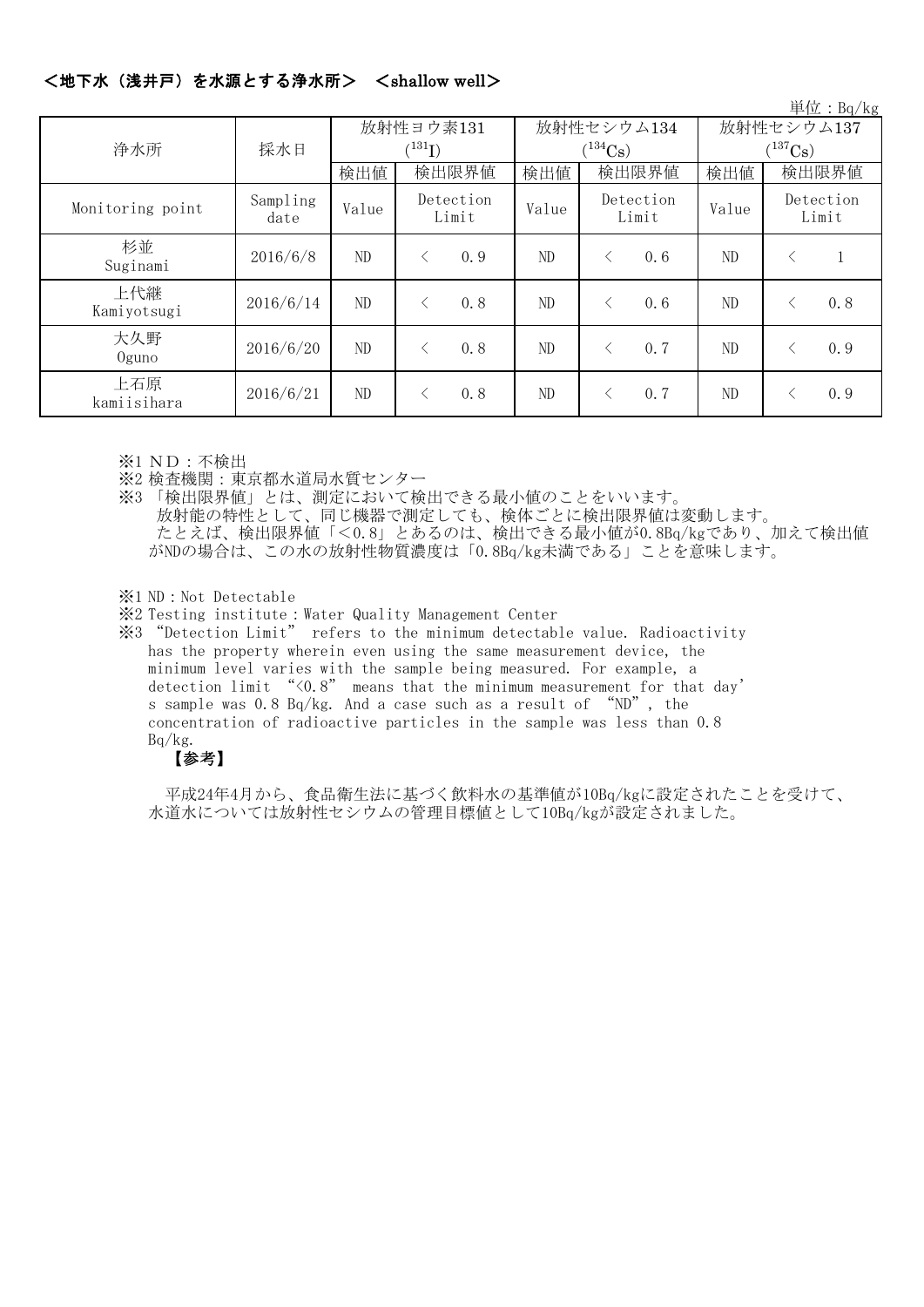## <地下水（浅井戸）を水源とする浄水所>　<shallow well>

単位：Bq/kg

| 浄水所 | 採水日 | 放射性ヨウ素131 ($^{131}$I) | | 放射性セシウム134 ($^{134}$Cs) | | 放射性セシウム137 ($^{137}$Cs) | |
|---|---|---|---|---|---|---|---|
| | | 検出値 | 検出限界値 | 検出値 | 検出限界値 | 検出値 | 検出限界値 |
| Monitoring point | Sampling date | Value | Detection Limit | Value | Detection Limit | Value | Detection Limit |
| 杉並 Suginami | 2016/6/8 | ND | ＜ 0.9 | ND | ＜ 0.6 | ND | ＜ 1 |
| 上代継 Kamiyotsugi | 2016/6/14 | ND | ＜ 0.8 | ND | ＜ 0.6 | ND | ＜ 0.8 |
| 大久野 Oguno | 2016/6/20 | ND | ＜ 0.8 | ND | ＜ 0.7 | ND | ＜ 0.9 |
| 上石原 kamiisihara | 2016/6/21 | ND | ＜ 0.8 | ND | ＜ 0.7 | ND | ＜ 0.9 |

※1 ＮＤ：不検出

※2 検査機関：東京都水道局水質センター

※3 「検出限界値」とは、測定において検出できる最小値のことをいいます。
放射能の特性として、同じ機器で測定しても、検体ごとに検出限界値は変動します。
たとえば、検出限界値「＜0.8」とあるのは、検出できる最小値が0.8Bq/kgであり、加えて検出値がNDの場合は、この水の放射性物質濃度は「0.8Bq/kg未満である」ことを意味します。

※1 ND：Not Detectable

※2 Testing institute：Water Quality Management Center

※3 "Detection Limit" refers to the minimum detectable value. Radioactivity has the property wherein even using the same measurement device, the minimum level varies with the sample being measured. For example, a detection limit "<0.8" means that the minimum measurement for that day's sample was 0.8 Bq/kg. And a case such as a result of "ND", the concentration of radioactive particles in the sample was less than 0.8 Bq/kg.

【参考】

平成24年4月から、食品衛生法に基づく飲料水の基準値が10Bq/kgに設定されたことを受けて、水道水については放射性セシウムの管理目標値として10Bq/kgが設定されました。